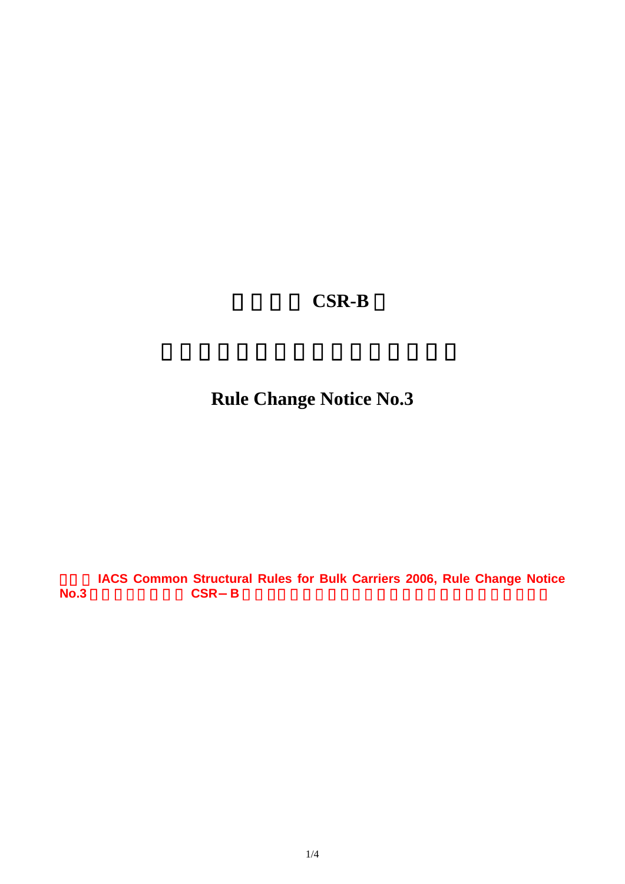# CSR-B

## Rule Change Notice No.3

IACS Common Structural Rules for Bulk Carriers 2006, Rule Change Notice No.3 CSR－B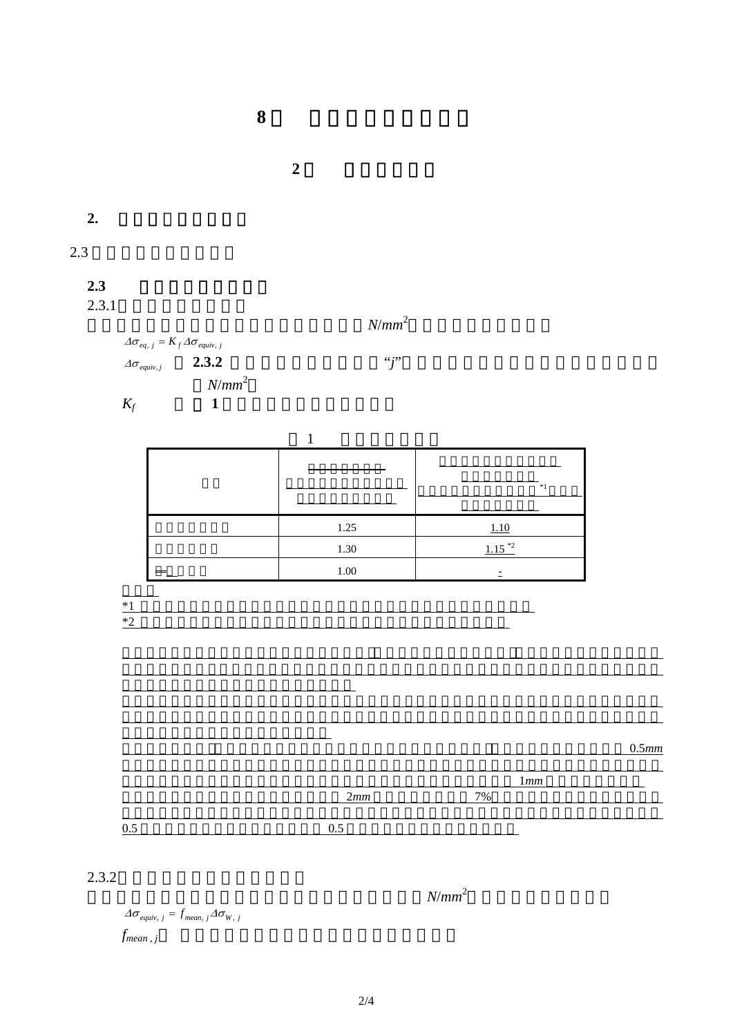# 8

## 2

### 2.

2.3

**2.3**

2.3.1

$N/mm^2$

$\Delta\sigma_{eq,\,j} = K_f\,\Delta\sigma_{equiv,\,j}$

$\Delta\sigma_{equiv,j}$ : **2.3.2** "$j$" ($N/mm^2$)

$K_f$ : **1**

1

| | | *1 |
|---|---|---|
| | 1.25 | 1.10 |
| | 1.30 | 1.15 *2 |
| | 1.00 | - |

*1

*2

0.5$mm$

1$mm$

2$mm$ 7%

0.5 0.5

2.3.2

$N/mm^2$

$\Delta\sigma_{equiv,\,j} = f_{mean,\,j}\,\Delta\sigma_{W,\,j}$

$f_{mean\,,\,j}$ :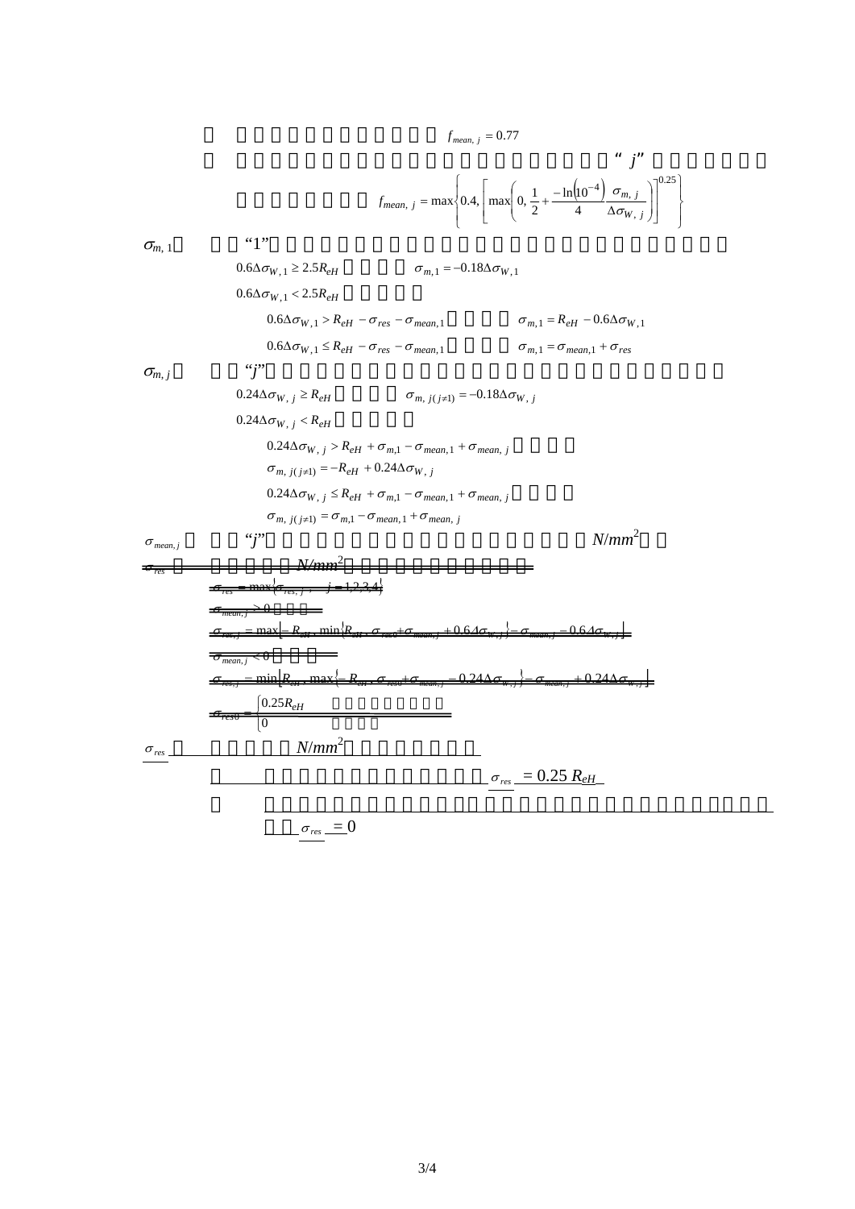$f_{mean,\,j} = 0.77$

“ $j$”

$$f_{mean,\,j} = \max\left\{0.4, \left[\max\left(0, \frac{1}{2} + \frac{-\ln\left(10^{-4}\right)}{4}\frac{\sigma_{m,\,j}}{\Delta\sigma_{W,\,j}}\right)\right]^{0.25}\right\}$$

$\sigma_{m,1}$ “1”

$0.6\Delta\sigma_{W,1} \geq 2.5R_{eH}$ $\sigma_{m,1} = -0.18\Delta\sigma_{W,1}$

$0.6\Delta\sigma_{W,1} < 2.5R_{eH}$

$0.6\Delta\sigma_{W,1} > R_{eH} - \sigma_{res} - \sigma_{mean,1}$ $\sigma_{m,1} = R_{eH} - 0.6\Delta\sigma_{W,1}$

$0.6\Delta\sigma_{W,1} \leq R_{eH} - \sigma_{res} - \sigma_{mean,1}$ $\sigma_{m,1} = \sigma_{mean,1} + \sigma_{res}$

$\sigma_{m,\,j}$ “$j$”

$0.24\Delta\sigma_{W,\,j} \geq R_{eH}$ $\sigma_{m,\,j(j\neq 1)} = -0.18\Delta\sigma_{W,\,j}$

$0.24\Delta\sigma_{W,\,j} < R_{eH}$

$0.24\Delta\sigma_{W,\,j} > R_{eH} + \sigma_{m,1} - \sigma_{mean,1} + \sigma_{mean,\,j}$

$\sigma_{m,\,j(j\neq 1)} = -R_{eH} + 0.24\Delta\sigma_{W,\,j}$

$0.24\Delta\sigma_{W,\,j} \leq R_{eH} + \sigma_{m,1} - \sigma_{mean,1} + \sigma_{mean,\,j}$

$\sigma_{m,\,j(j\neq 1)} = \sigma_{m,1} - \sigma_{mean,1} + \sigma_{mean,\,j}$

$\sigma_{mean,j}$ “$j$” $N/mm^2$

~~$\sigma_{res}$ $N/mm^2$~~

~~$\sigma_{res} = \max\{\sigma_{res,\,j},\ j = 1,2,3,4\}$~~

~~$\sigma_{mean,j} \geq 0$~~

~~$\sigma_{res,j} = \max[-R_{eH}, \min\{R_{eH}, \sigma_{res0} + \sigma_{mean,j} + 0.6\Delta\sigma_{W,j}\} - \sigma_{mean,j} - 0.6\Delta\sigma_{W,j}]$~~

~~$\sigma_{mean,j} < 0$~~

~~$\sigma_{res,j} = \min[R_{eH}, \max\{-R_{eH}, \sigma_{res0} + \sigma_{mean,j} - 0.24\Delta\sigma_{W,j}\} - \sigma_{mean,j} + 0.24\Delta\sigma_{W,j}]$~~

~~$\sigma_{res0} = \begin{cases} 0.25R_{eH} \\ 0 \end{cases}$~~

$\sigma_{res}$ $N/mm^2$

$\sigma_{res} = 0.25\,R_{eH}$

$\sigma_{res} = 0$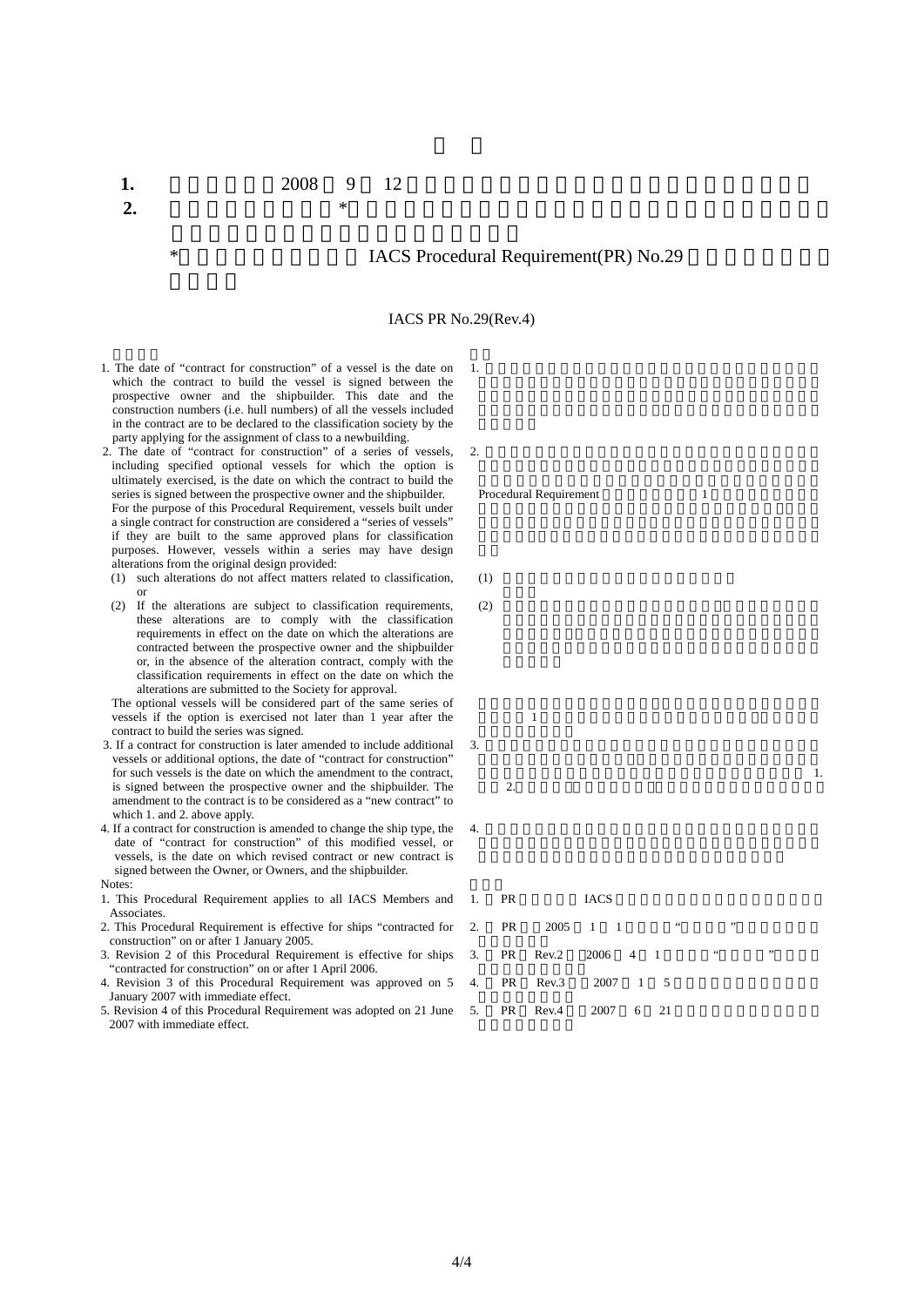1. 2008 9 12

2. *

* IACS Procedural Requirement(PR) No.29

IACS PR No.29(Rev.4)

1. The date of "contract for construction" of a vessel is the date on which the contract to build the vessel is signed between the prospective owner and the shipbuilder. This date and the construction numbers (i.e. hull numbers) of all the vessels included in the contract are to be declared to the classification society by the party applying for the assignment of class to a newbuilding.

2. The date of "contract for construction" of a series of vessels, including specified optional vessels for which the option is ultimately exercised, is the date on which the contract to build the series is signed between the prospective owner and the shipbuilder.

For the purpose of this Procedural Requirement, vessels built under a single contract for construction are considered a "series of vessels" if they are built to the same approved plans for classification purposes. However, vessels within a series may have design alterations from the original design provided:

(1) such alterations do not affect matters related to classification, or

(2) If the alterations are subject to classification requirements, these alterations are to comply with the classification requirements in effect on the date on which the alterations are contracted between the prospective owner and the shipbuilder or, in the absence of the alteration contract, comply with the classification requirements in effect on the date on which the alterations are submitted to the Society for approval.

The optional vessels will be considered part of the same series of vessels if the option is exercised not later than 1 year after the contract to build the series was signed.

3. If a contract for construction is later amended to include additional vessels or additional options, the date of "contract for construction" for such vessels is the date on which the amendment to the contract, is signed between the prospective owner and the shipbuilder. The amendment to the contract is to be considered as a "new contract" to which 1. and 2. above apply.

4. If a contract for construction is amended to change the ship type, the date of "contract for construction" of this modified vessel, or vessels, is the date on which revised contract or new contract is signed between the Owner, or Owners, and the shipbuilder.

Notes:

1. This Procedural Requirement applies to all IACS Members and Associates.
2. This Procedural Requirement is effective for ships "contracted for construction" on or after 1 January 2005.
3. Revision 2 of this Procedural Requirement is effective for ships "contracted for construction" on or after 1 April 2006.
4. Revision 3 of this Procedural Requirement was approved on 5 January 2007 with immediate effect.
5. Revision 4 of this Procedural Requirement was adopted on 21 June 2007 with immediate effect.

1.

2.

Procedural Requirement 1

(1)

(2)

1

3.

1. 2.

4.

1. PR IACS
2. PR 2005 1 1 " "
3. PR Rev.2 2006 4 1 " "
4. PR Rev.3 2007 1 5
5. PR Rev.4 2007 6 21